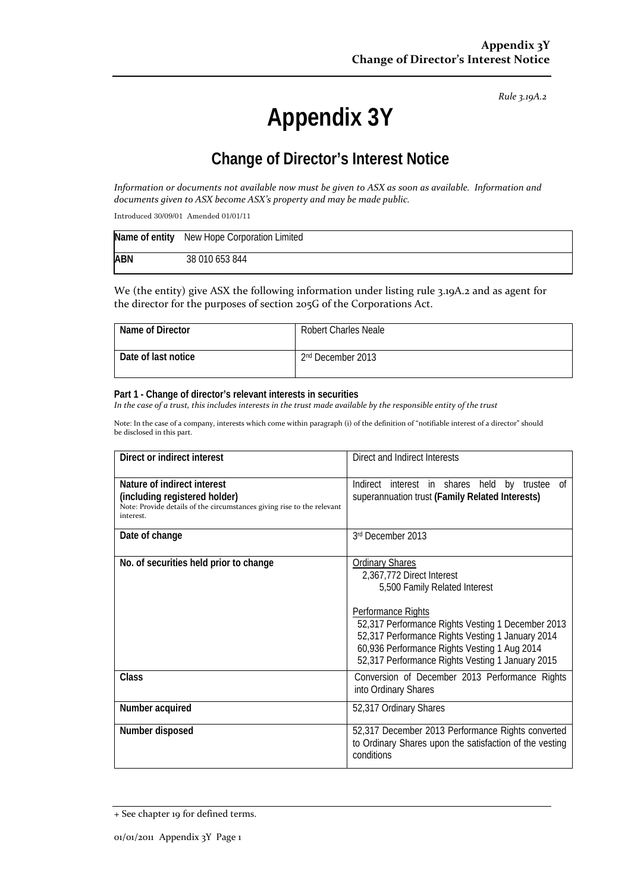*Rule 3.19A.2*

# Appendix 3Y

## Change of Director's Interest Notice

*Information or documents not available now must be given to ASX as soon as available. Information and documents given to ASX become ASX's property and may be made public.*

Introduced 30/09/01 Amended 01/01/11

| **Name of entity** | New Hope Corporation Limited |
|---|---|
| **ABN** | 38 010 653 844 |

We (the entity) give ASX the following information under listing rule 3.19A.2 and as agent for the director for the purposes of section 205G of the Corporations Act.

| **Name of Director** | Robert Charles Neale |
|---|---|
| **Date of last notice** | 2nd December 2013 |

**Part 1 - Change of director's relevant interests in securities**
*In the case of a trust, this includes interests in the trust made available by the responsible entity of the trust*

Note: In the case of a company, interests which come within paragraph (i) of the definition of "notifiable interest of a director" should be disclosed in this part.

| **Direct or indirect interest** | Direct and Indirect Interests |
|---|---|
| **Nature of indirect interest (including registered holder)** Note: Provide details of the circumstances giving rise to the relevant interest. | Indirect interest in shares held by trustee of superannuation trust **(Family Related Interests)** |
| **Date of change** | 3rd December 2013 |
| **No. of securities held prior to change** | Ordinary Shares<br>2,367,772 Direct Interest<br>5,500 Family Related Interest<br><br>Performance Rights<br>52,317 Performance Rights Vesting 1 December 2013<br>52,317 Performance Rights Vesting 1 January 2014<br>60,936 Performance Rights Vesting 1 Aug 2014<br>52,317 Performance Rights Vesting 1 January 2015 |
| **Class** | Conversion of December 2013 Performance Rights into Ordinary Shares |
| **Number acquired** | 52,317 Ordinary Shares |
| **Number disposed** | 52,317 December 2013 Performance Rights converted to Ordinary Shares upon the satisfaction of the vesting conditions |

+ See chapter 19 for defined terms.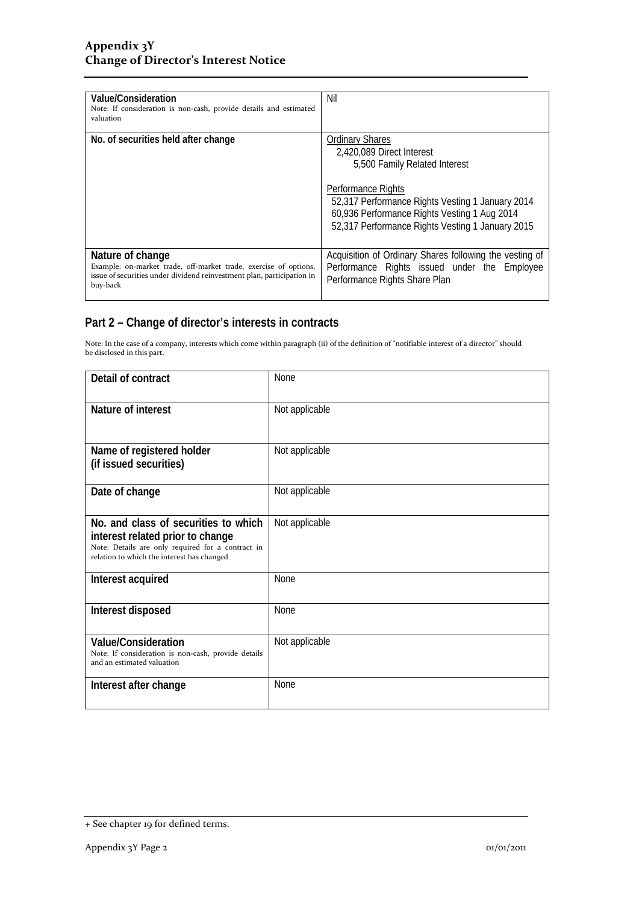| | |
|---|---|
| **Value/Consideration**<br>Note: If consideration is non-cash, provide details and estimated valuation | Nil |
| **No. of securities held after change** | Ordinary Shares<br>2,420,089 Direct Interest<br>5,500 Family Related Interest<br><br>Performance Rights<br>52,317 Performance Rights Vesting 1 January 2014<br>60,936 Performance Rights Vesting 1 Aug 2014<br>52,317 Performance Rights Vesting 1 January 2015 |
| **Nature of change**<br>Example: on-market trade, off-market trade, exercise of options, issue of securities under dividend reinvestment plan, participation in buy-back | Acquisition of Ordinary Shares following the vesting of Performance Rights issued under the Employee Performance Rights Share Plan |

## Part 2 – Change of director's interests in contracts

Note: In the case of a company, interests which come within paragraph (ii) of the definition of "notifiable interest of a director" should be disclosed in this part.

| | |
|---|---|
| **Detail of contract** | None |
| **Nature of interest** | Not applicable |
| **Name of registered holder (if issued securities)** | Not applicable |
| **Date of change** | Not applicable |
| **No. and class of securities to which interest related prior to change**<br>Note: Details are only required for a contract in relation to which the interest has changed | Not applicable |
| **Interest acquired** | None |
| **Interest disposed** | None |
| **Value/Consideration**<br>Note: If consideration is non-cash, provide details and an estimated valuation | Not applicable |
| **Interest after change** | None |

+ See chapter 19 for defined terms.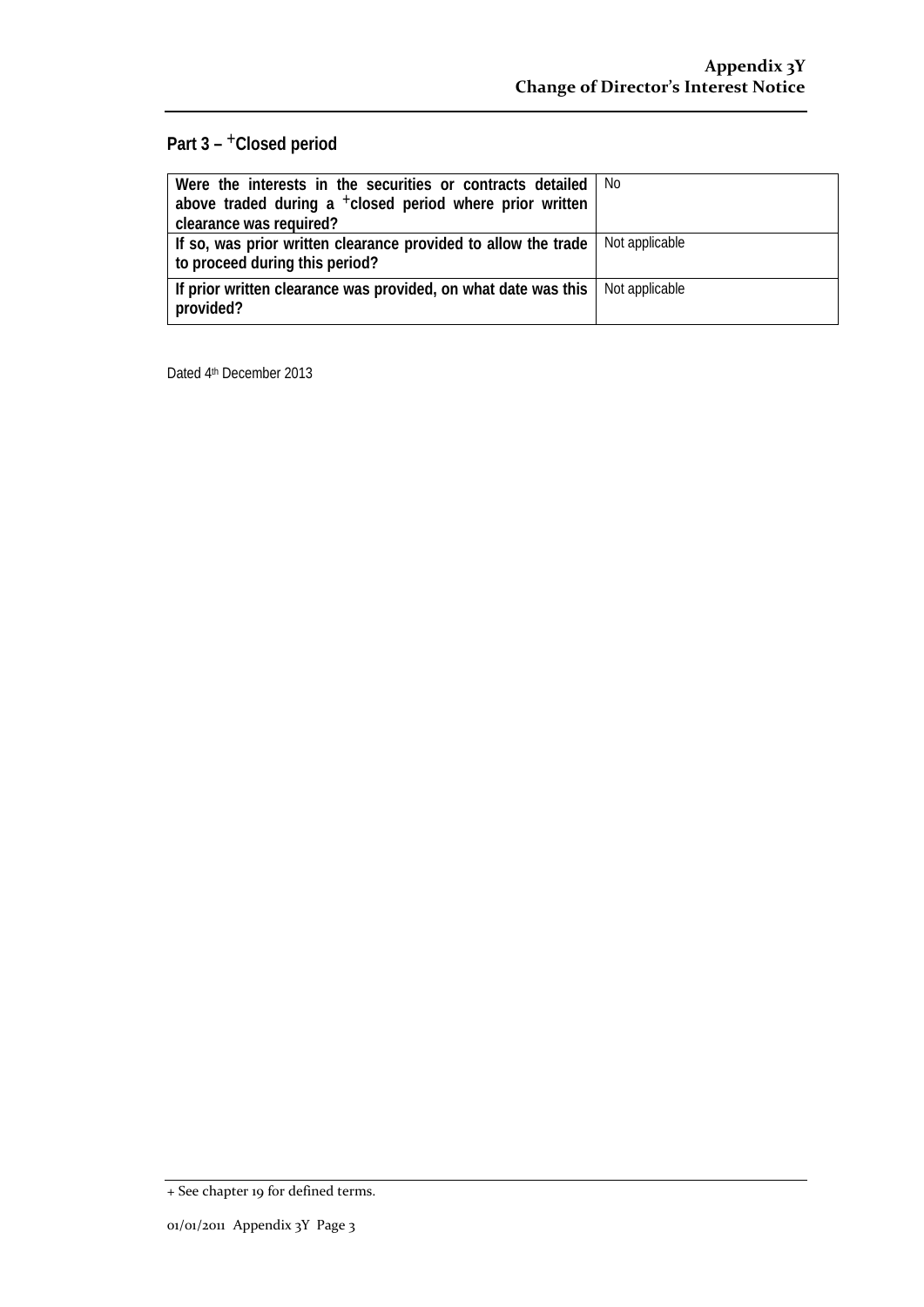## Part 3 – +Closed period

| | |
|---|---|
| **Were the interests in the securities or contracts detailed above traded during a +closed period where prior written clearance was required?** | No |
| **If so, was prior written clearance provided to allow the trade to proceed during this period?** | Not applicable |
| **If prior written clearance was provided, on what date was this provided?** | Not applicable |

Dated 4th December 2013